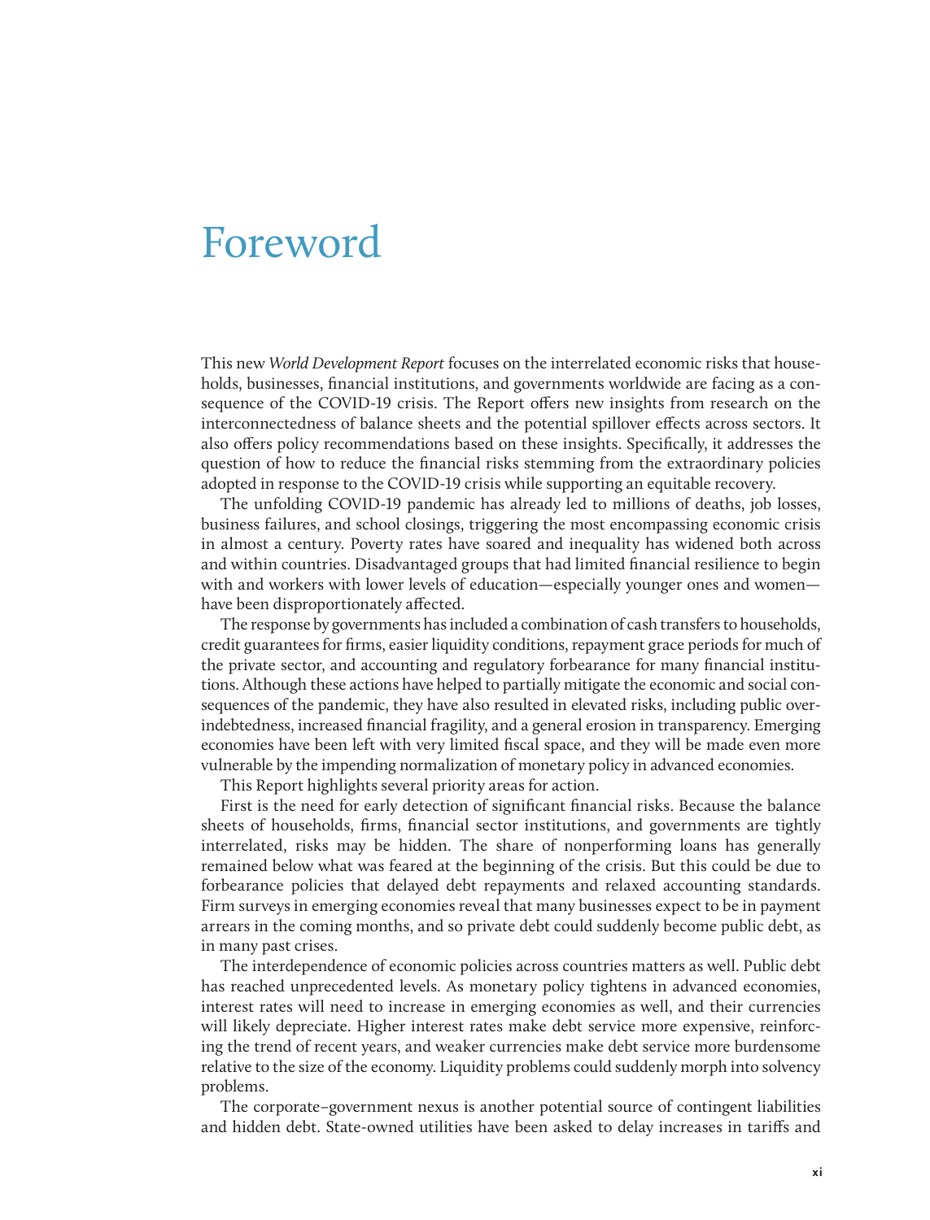# Foreword

This new *World Development Report* focuses on the interrelated economic risks that households, businesses, financial institutions, and governments worldwide are facing as a consequence of the COVID-19 crisis. The Report offers new insights from research on the interconnectedness of balance sheets and the potential spillover effects across sectors. It also offers policy recommendations based on these insights. Specifically, it addresses the question of how to reduce the financial risks stemming from the extraordinary policies adopted in response to the COVID-19 crisis while supporting an equitable recovery.

The unfolding COVID-19 pandemic has already led to millions of deaths, job losses, business failures, and school closings, triggering the most encompassing economic crisis in almost a century. Poverty rates have soared and inequality has widened both across and within countries. Disadvantaged groups that had limited financial resilience to begin with and workers with lower levels of education—especially younger ones and women—have been disproportionately affected.

The response by governments has included a combination of cash transfers to households, credit guarantees for firms, easier liquidity conditions, repayment grace periods for much of the private sector, and accounting and regulatory forbearance for many financial institutions. Although these actions have helped to partially mitigate the economic and social consequences of the pandemic, they have also resulted in elevated risks, including public over-indebtedness, increased financial fragility, and a general erosion in transparency. Emerging economies have been left with very limited fiscal space, and they will be made even more vulnerable by the impending normalization of monetary policy in advanced economies.

This Report highlights several priority areas for action.

First is the need for early detection of significant financial risks. Because the balance sheets of households, firms, financial sector institutions, and governments are tightly interrelated, risks may be hidden. The share of nonperforming loans has generally remained below what was feared at the beginning of the crisis. But this could be due to forbearance policies that delayed debt repayments and relaxed accounting standards. Firm surveys in emerging economies reveal that many businesses expect to be in payment arrears in the coming months, and so private debt could suddenly become public debt, as in many past crises.

The interdependence of economic policies across countries matters as well. Public debt has reached unprecedented levels. As monetary policy tightens in advanced economies, interest rates will need to increase in emerging economies as well, and their currencies will likely depreciate. Higher interest rates make debt service more expensive, reinforcing the trend of recent years, and weaker currencies make debt service more burdensome relative to the size of the economy. Liquidity problems could suddenly morph into solvency problems.

The corporate–government nexus is another potential source of contingent liabilities and hidden debt. State-owned utilities have been asked to delay increases in tariffs and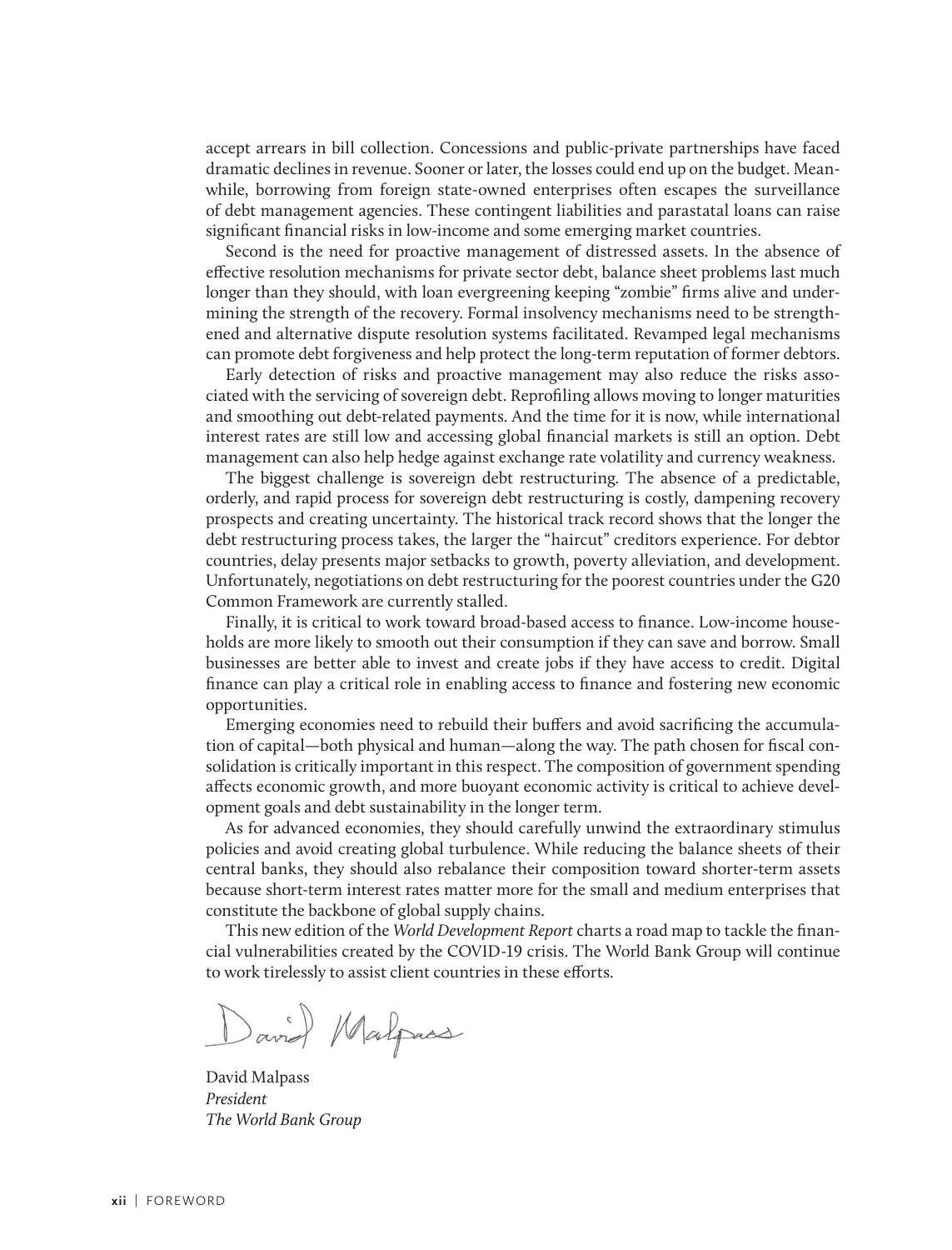accept arrears in bill collection. Concessions and public-private partnerships have faced dramatic declines in revenue. Sooner or later, the losses could end up on the budget. Meanwhile, borrowing from foreign state-owned enterprises often escapes the surveillance of debt management agencies. These contingent liabilities and parastatal loans can raise significant financial risks in low-income and some emerging market countries.

Second is the need for proactive management of distressed assets. In the absence of effective resolution mechanisms for private sector debt, balance sheet problems last much longer than they should, with loan evergreening keeping "zombie" firms alive and undermining the strength of the recovery. Formal insolvency mechanisms need to be strengthened and alternative dispute resolution systems facilitated. Revamped legal mechanisms can promote debt forgiveness and help protect the long-term reputation of former debtors.

Early detection of risks and proactive management may also reduce the risks associated with the servicing of sovereign debt. Reprofiling allows moving to longer maturities and smoothing out debt-related payments. And the time for it is now, while international interest rates are still low and accessing global financial markets is still an option. Debt management can also help hedge against exchange rate volatility and currency weakness.

The biggest challenge is sovereign debt restructuring. The absence of a predictable, orderly, and rapid process for sovereign debt restructuring is costly, dampening recovery prospects and creating uncertainty. The historical track record shows that the longer the debt restructuring process takes, the larger the "haircut" creditors experience. For debtor countries, delay presents major setbacks to growth, poverty alleviation, and development. Unfortunately, negotiations on debt restructuring for the poorest countries under the G20 Common Framework are currently stalled.

Finally, it is critical to work toward broad-based access to finance. Low-income households are more likely to smooth out their consumption if they can save and borrow. Small businesses are better able to invest and create jobs if they have access to credit. Digital finance can play a critical role in enabling access to finance and fostering new economic opportunities.

Emerging economies need to rebuild their buffers and avoid sacrificing the accumulation of capital—both physical and human—along the way. The path chosen for fiscal consolidation is critically important in this respect. The composition of government spending affects economic growth, and more buoyant economic activity is critical to achieve development goals and debt sustainability in the longer term.

As for advanced economies, they should carefully unwind the extraordinary stimulus policies and avoid creating global turbulence. While reducing the balance sheets of their central banks, they should also rebalance their composition toward shorter-term assets because short-term interest rates matter more for the small and medium enterprises that constitute the backbone of global supply chains.

This new edition of the *World Development Report* charts a road map to tackle the financial vulnerabilities created by the COVID-19 crisis. The World Bank Group will continue to work tirelessly to assist client countries in these efforts.

David Malpass  
*President*  
*The World Bank Group*